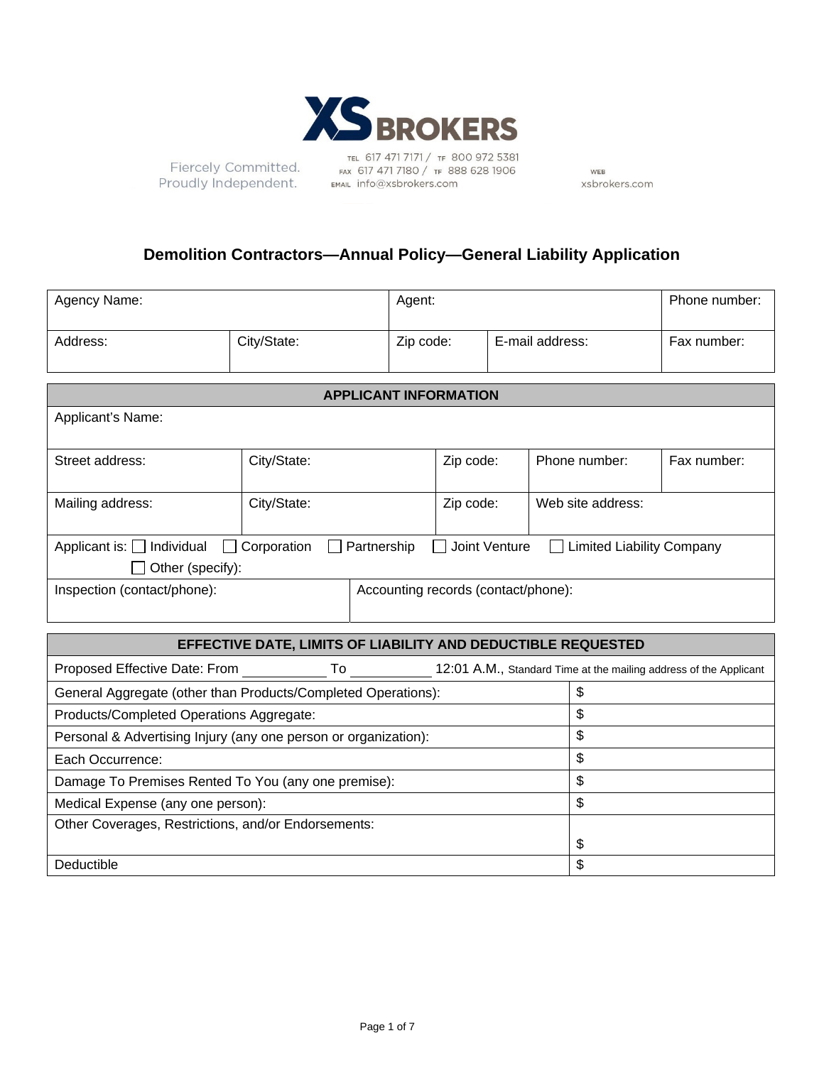**XS BROKERS**

Fiercely Committed.
Proudly Independent.

TEL 617 471 7171 / TF 800 972 5381
FAX 617 471 7180 / TF 888 628 1906
EMAIL info@xsbrokers.com

WEB xsbrokers.com

## Demolition Contractors—Annual Policy—General Liability Application

| Agency Name: | | Agent: | | Phone number: |
|---|---|---|---|---|
| Address: | City/State: | Zip code: | E-mail address: | Fax number: |

| APPLICANT INFORMATION | | | | |
|---|---|---|---|---|
| Applicant's Name: | | | | |
| Street address: | City/State: | Zip code: | Phone number: | Fax number: |
| Mailing address: | City/State: | Zip code: | Web site address: | |
| Applicant is: ☐ Individual ☐ Corporation ☐ Partnership ☐ Joint Venture ☐ Limited Liability Company ☐ Other (specify): | | | | |
| Inspection (contact/phone): | Accounting records (contact/phone): | | | |

| EFFECTIVE DATE, LIMITS OF LIABILITY AND DEDUCTIBLE REQUESTED | |
|---|---|
| Proposed Effective Date: From ___________ To ___________ 12:01 A.M., Standard Time at the mailing address of the Applicant | |
| General Aggregate (other than Products/Completed Operations): | $ |
| Products/Completed Operations Aggregate: | $ |
| Personal & Advertising Injury (any one person or organization): | $ |
| Each Occurrence: | $ |
| Damage To Premises Rented To You (any one premise): | $ |
| Medical Expense (any one person): | $ |
| Other Coverages, Restrictions, and/or Endorsements: | $ |
| Deductible | $ |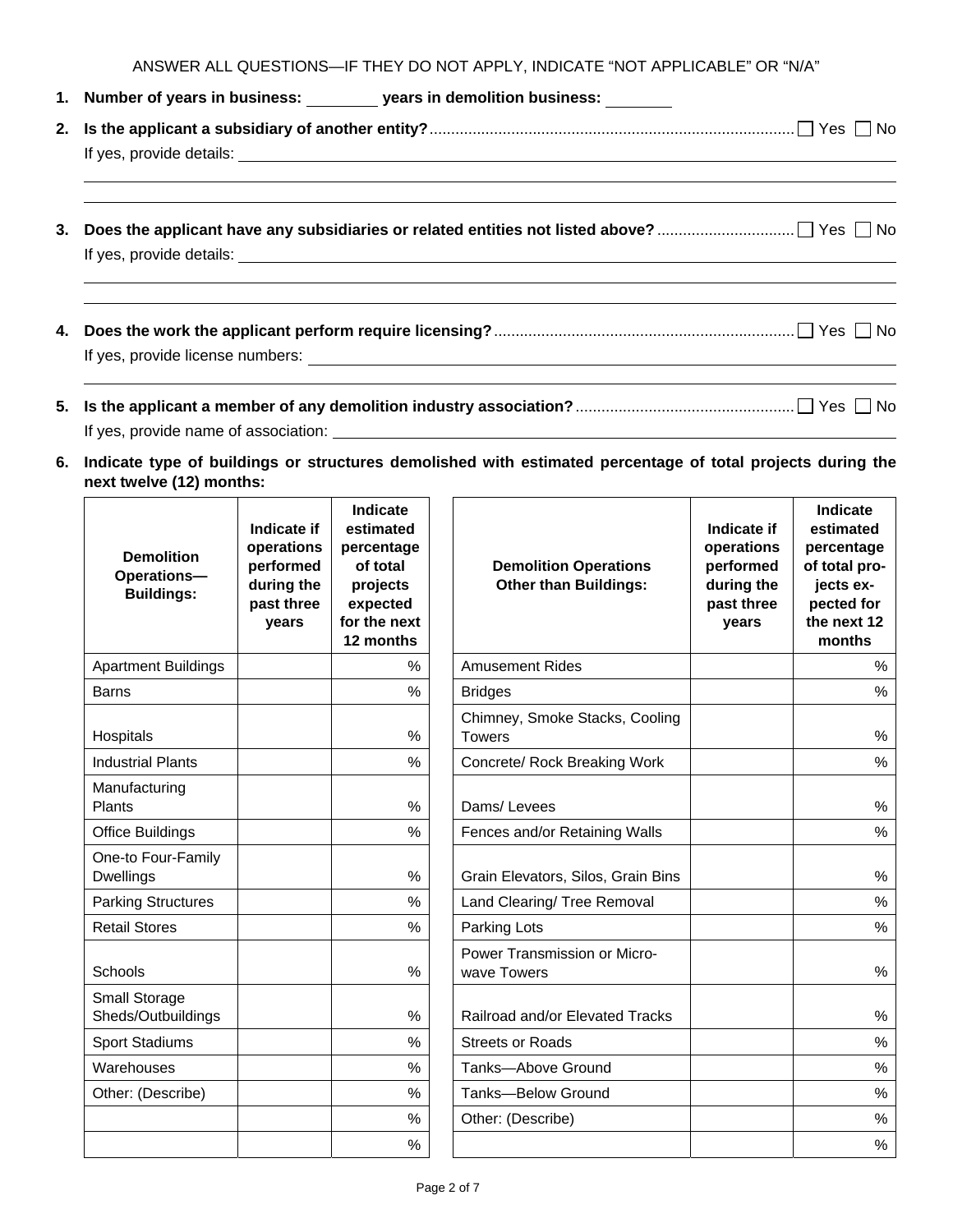ANSWER ALL QUESTIONS—IF THEY DO NOT APPLY, INDICATE "NOT APPLICABLE" OR "N/A"

1. **Number of years in business:** ________ **years in demolition business:** ________

2. **Is the applicant a subsidiary of another entity?** .................................................................................... ☐ Yes ☐ No

   If yes, provide details: ____________________________________________

3. **Does the applicant have any subsidiaries or related entities not listed above?** ............................... ☐ Yes ☐ No

   If yes, provide details: ____________________________________________

4. **Does the work the applicant perform require licensing?** .................................................................... ☐ Yes ☐ No

   If yes, provide license numbers: ____________________________________________

5. **Is the applicant a member of any demolition industry association?** .................................................. ☐ Yes ☐ No

   If yes, provide name of association: ____________________________________________

6. **Indicate type of buildings or structures demolished with estimated percentage of total projects during the next twelve (12) months:**

| Demolition Operations—Buildings: | Indicate if operations performed during the past three years | Indicate estimated percentage of total projects expected for the next 12 months |
|---|---|---|
| Apartment Buildings | | % |
| Barns | | % |
| Hospitals | | % |
| Industrial Plants | | % |
| Manufacturing Plants | | % |
| Office Buildings | | % |
| One-to Four-Family Dwellings | | % |
| Parking Structures | | % |
| Retail Stores | | % |
| Schools | | % |
| Small Storage Sheds/Outbuildings | | % |
| Sport Stadiums | | % |
| Warehouses | | % |
| Other: (Describe) | | % |
| | | % |
| | | % |

| Demolition Operations Other than Buildings: | Indicate if operations performed during the past three years | Indicate estimated percentage of total projects expected for the next 12 months |
|---|---|---|
| Amusement Rides | | % |
| Bridges | | % |
| Chimney, Smoke Stacks, Cooling Towers | | % |
| Concrete/ Rock Breaking Work | | % |
| Dams/ Levees | | % |
| Fences and/or Retaining Walls | | % |
| Grain Elevators, Silos, Grain Bins | | % |
| Land Clearing/ Tree Removal | | % |
| Parking Lots | | % |
| Power Transmission or Microwave Towers | | % |
| Railroad and/or Elevated Tracks | | % |
| Streets or Roads | | % |
| Tanks—Above Ground | | % |
| Tanks—Below Ground | | % |
| Other: (Describe) | | % |
| | | % |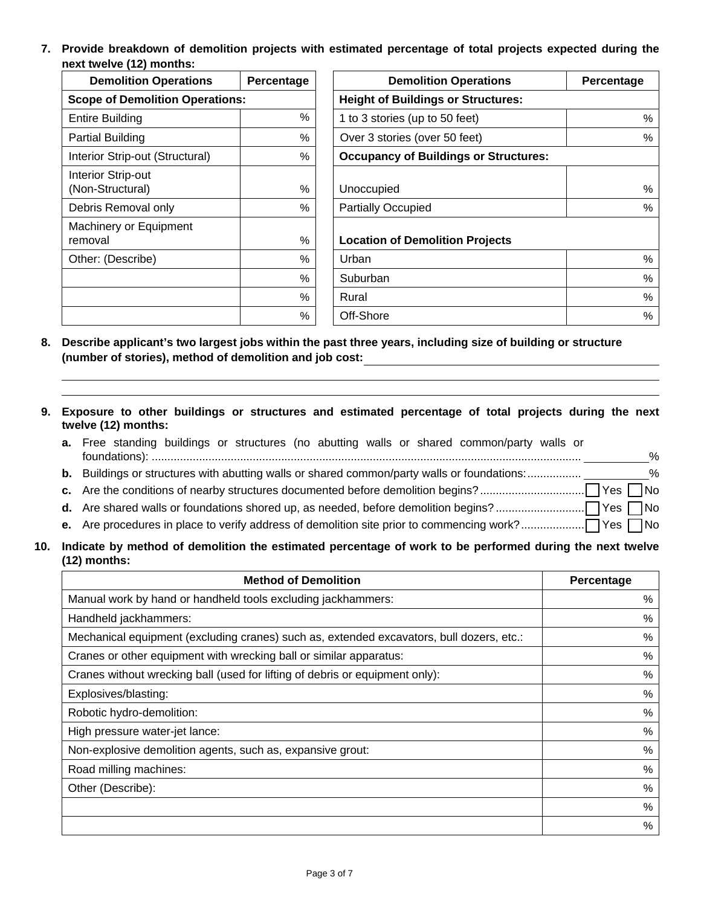**7. Provide breakdown of demolition projects with estimated percentage of total projects expected during the next twelve (12) months:**

| Demolition Operations | Percentage |
|---|---|
| **Scope of Demolition Operations:** | |
| Entire Building | % |
| Partial Building | % |
| Interior Strip-out (Structural) | % |
| Interior Strip-out (Non-Structural) | % |
| Debris Removal only | % |
| Machinery or Equipment removal | % |
| Other: (Describe) | % |
| | % |
| | % |
| | % |

| Demolition Operations | Percentage |
|---|---|
| **Height of Buildings or Structures:** | |
| 1 to 3 stories (up to 50 feet) | % |
| Over 3 stories (over 50 feet) | % |
| **Occupancy of Buildings or Structures:** | |
| Unoccupied | % |
| Partially Occupied | % |
| **Location of Demolition Projects** | |
| Urban | % |
| Suburban | % |
| Rural | % |
| Off-Shore | % |

**8. Describe applicant's two largest jobs within the past three years, including size of building or structure (number of stories), method of demolition and job cost:** ______________________________

______________________________________________________________________________

______________________________________________________________________________

**9. Exposure to other buildings or structures and estimated percentage of total projects during the next twelve (12) months:**

**a.** Free standing buildings or structures (no abutting walls or shared common/party walls or foundations): .......................................................................................................................... ________%

**b.** Buildings or structures with abutting walls or shared common/party walls or foundations: ................. ________%

**c.** Are the conditions of nearby structures documented before demolition begins? ................................ ☐ Yes ☐ No

**d.** Are shared walls or foundations shored up, as needed, before demolition begins? ........................... ☐ Yes ☐ No

**e.** Are procedures in place to verify address of demolition site prior to commencing work? ................... ☐ Yes ☐ No

**10. Indicate by method of demolition the estimated percentage of work to be performed during the next twelve (12) months:**

| Method of Demolition | Percentage |
|---|---|
| Manual work by hand or handheld tools excluding jackhammers: | % |
| Handheld jackhammers: | % |
| Mechanical equipment (excluding cranes) such as, extended excavators, bull dozers, etc.: | % |
| Cranes or other equipment with wrecking ball or similar apparatus: | % |
| Cranes without wrecking ball (used for lifting of debris or equipment only): | % |
| Explosives/blasting: | % |
| Robotic hydro-demolition: | % |
| High pressure water-jet lance: | % |
| Non-explosive demolition agents, such as, expansive grout: | % |
| Road milling machines: | % |
| Other (Describe): | % |
| | % |
| | % |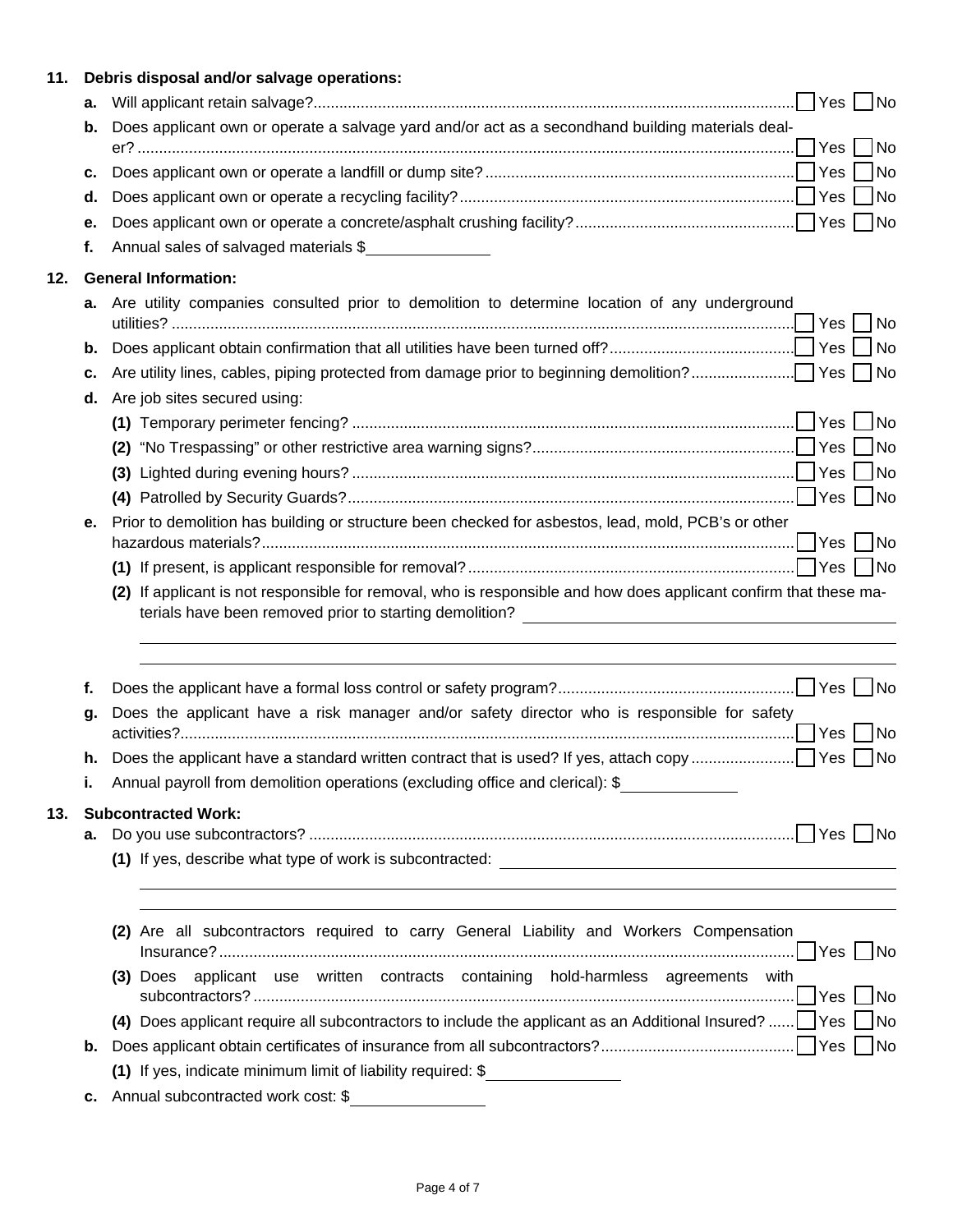**11. Debris disposal and/or salvage operations:**

- **a.** Will applicant retain salvage? ☐ Yes ☐ No
- **b.** Does applicant own or operate a salvage yard and/or act as a secondhand building materials dealer? ☐ Yes ☐ No
- **c.** Does applicant own or operate a landfill or dump site? ☐ Yes ☐ No
- **d.** Does applicant own or operate a recycling facility? ☐ Yes ☐ No
- **e.** Does applicant own or operate a concrete/asphalt crushing facility? ☐ Yes ☐ No
- **f.** Annual sales of salvaged materials $________

**12. General Information:**

- **a.** Are utility companies consulted prior to demolition to determine location of any underground utilities? ☐ Yes ☐ No
- **b.** Does applicant obtain confirmation that all utilities have been turned off? ☐ Yes ☐ No
- **c.** Are utility lines, cables, piping protected from damage prior to beginning demolition? ☐ Yes ☐ No
- **d.** Are job sites secured using:
  - **(1)** Temporary perimeter fencing? ☐ Yes ☐ No
  - **(2)** "No Trespassing" or other restrictive area warning signs? ☐ Yes ☐ No
  - **(3)** Lighted during evening hours? ☐ Yes ☐ No
  - **(4)** Patrolled by Security Guards? ☐ Yes ☐ No
- **e.** Prior to demolition has building or structure been checked for asbestos, lead, mold, PCB's or other hazardous materials? ☐ Yes ☐ No
  - **(1)** If present, is applicant responsible for removal? ☐ Yes ☐ No
  - **(2)** If applicant is not responsible for removal, who is responsible and how does applicant confirm that these materials have been removed prior to starting demolition? ________
- **f.** Does the applicant have a formal loss control or safety program? ☐ Yes ☐ No
- **g.** Does the applicant have a risk manager and/or safety director who is responsible for safety activities? ☐ Yes ☐ No
- **h.** Does the applicant have a standard written contract that is used? If yes, attach copy ☐ Yes ☐ No
- **i.** Annual payroll from demolition operations (excluding office and clerical): $________

**13. Subcontracted Work:**

- **a.** Do you use subcontractors? ☐ Yes ☐ No
  - **(1)** If yes, describe what type of work is subcontracted: ________
  - **(2)** Are all subcontractors required to carry General Liability and Workers Compensation Insurance? ☐ Yes ☐ No
  - **(3)** Does applicant use written contracts containing hold-harmless agreements with subcontractors? ☐ Yes ☐ No
  - **(4)** Does applicant require all subcontractors to include the applicant as an Additional Insured? ☐ Yes ☐ No
- **b.** Does applicant obtain certificates of insurance from all subcontractors? ☐ Yes ☐ No
  - **(1)** If yes, indicate minimum limit of liability required: $________
- **c.** Annual subcontracted work cost: $________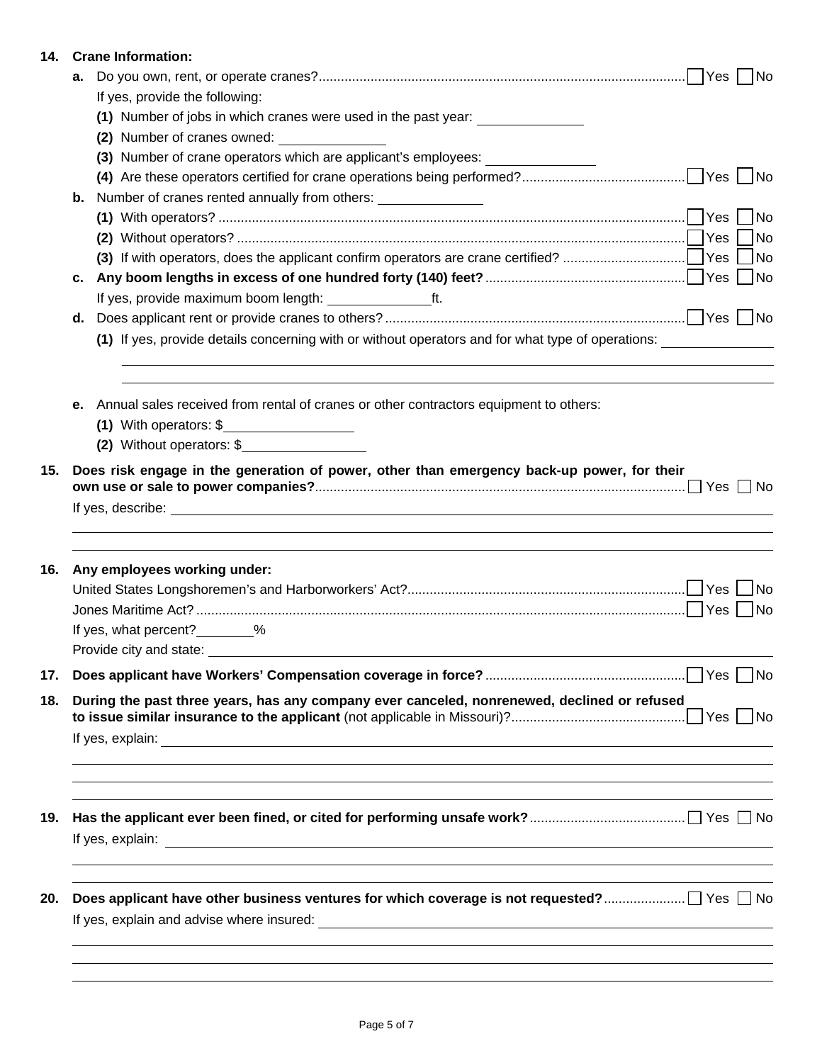**14. Crane Information:**

**a.** Do you own, rent, or operate cranes? ☐ Yes ☐ No

If yes, provide the following:

**(1)** Number of jobs in which cranes were used in the past year: ______________

**(2)** Number of cranes owned: ______________

**(3)** Number of crane operators which are applicant's employees: ______________

**(4)** Are these operators certified for crane operations being performed? ☐ Yes ☐ No

**b.** Number of cranes rented annually from others: ______________

**(1)** With operators? ☐ Yes ☐ No

**(2)** Without operators? ☐ Yes ☐ No

**(3)** If with operators, does the applicant confirm operators are crane certified? ☐ Yes ☐ No

**c. Any boom lengths in excess of one hundred forty (140) feet?** ☐ Yes ☐ No

If yes, provide maximum boom length: ______________ft.

**d.** Does applicant rent or provide cranes to others? ☐ Yes ☐ No

**(1)** If yes, provide details concerning with or without operators and for what type of operations: ______________

**e.** Annual sales received from rental of cranes or other contractors equipment to others:

**(1)** With operators: $______________

**(2)** Without operators: $______________

**15. Does risk engage in the generation of power, other than emergency back-up power, for their own use or sale to power companies?** ☐ Yes ☐ No

If yes, describe: ______________

**16. Any employees working under:**

United States Longshoremen's and Harborworkers' Act? ☐ Yes ☐ No

Jones Maritime Act? ☐ Yes ☐ No

If yes, what percent?________%

Provide city and state: ______________

**17. Does applicant have Workers' Compensation coverage in force?** ☐ Yes ☐ No

**18. During the past three years, has any company ever canceled, nonrenewed, declined or refused to issue similar insurance to the applicant** (not applicable in Missouri)? ☐ Yes ☐ No

If yes, explain: ______________

**19. Has the applicant ever been fined, or cited for performing unsafe work?** ☐ Yes ☐ No

If yes, explain: ______________

**20. Does applicant have other business ventures for which coverage is not requested?** ☐ Yes ☐ No

If yes, explain and advise where insured: ______________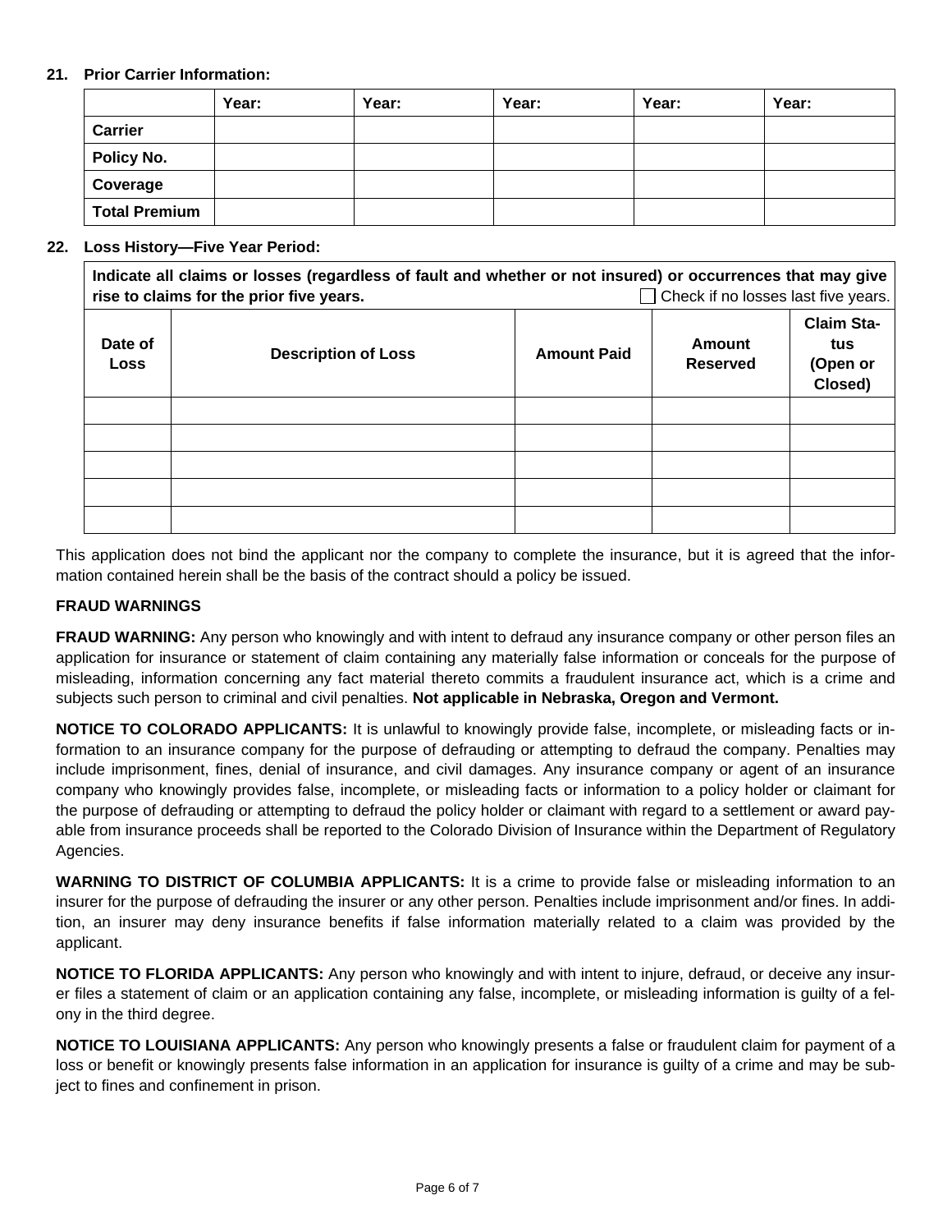**21. Prior Carrier Information:**

| | Year: | Year: | Year: | Year: | Year: |
|---|---|---|---|---|---|
| **Carrier** | | | | | |
| **Policy No.** | | | | | |
| **Coverage** | | | | | |
| **Total Premium** | | | | | |

**22. Loss History—Five Year Period:**

**Indicate all claims or losses (regardless of fault and whether or not insured) or occurrences that may give rise to claims for the prior five years.** ☐ Check if no losses last five years.

| Date of Loss | Description of Loss | Amount Paid | Amount Reserved | Claim Status (Open or Closed) |
|---|---|---|---|---|
| | | | | |
| | | | | |
| | | | | |
| | | | | |
| | | | | |

This application does not bind the applicant nor the company to complete the insurance, but it is agreed that the information contained herein shall be the basis of the contract should a policy be issued.

**FRAUD WARNINGS**

**FRAUD WARNING:** Any person who knowingly and with intent to defraud any insurance company or other person files an application for insurance or statement of claim containing any materially false information or conceals for the purpose of misleading, information concerning any fact material thereto commits a fraudulent insurance act, which is a crime and subjects such person to criminal and civil penalties. **Not applicable in Nebraska, Oregon and Vermont.**

**NOTICE TO COLORADO APPLICANTS:** It is unlawful to knowingly provide false, incomplete, or misleading facts or information to an insurance company for the purpose of defrauding or attempting to defraud the company. Penalties may include imprisonment, fines, denial of insurance, and civil damages. Any insurance company or agent of an insurance company who knowingly provides false, incomplete, or misleading facts or information to a policy holder or claimant for the purpose of defrauding or attempting to defraud the policy holder or claimant with regard to a settlement or award payable from insurance proceeds shall be reported to the Colorado Division of Insurance within the Department of Regulatory Agencies.

**WARNING TO DISTRICT OF COLUMBIA APPLICANTS:** It is a crime to provide false or misleading information to an insurer for the purpose of defrauding the insurer or any other person. Penalties include imprisonment and/or fines. In addition, an insurer may deny insurance benefits if false information materially related to a claim was provided by the applicant.

**NOTICE TO FLORIDA APPLICANTS:** Any person who knowingly and with intent to injure, defraud, or deceive any insurer files a statement of claim or an application containing any false, incomplete, or misleading information is guilty of a felony in the third degree.

**NOTICE TO LOUISIANA APPLICANTS:** Any person who knowingly presents a false or fraudulent claim for payment of a loss or benefit or knowingly presents false information in an application for insurance is guilty of a crime and may be subject to fines and confinement in prison.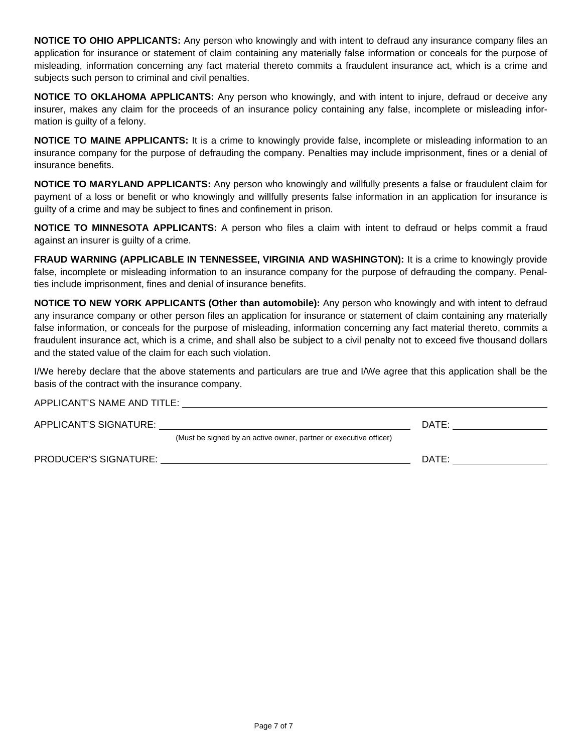**NOTICE TO OHIO APPLICANTS:** Any person who knowingly and with intent to defraud any insurance company files an application for insurance or statement of claim containing any materially false information or conceals for the purpose of misleading, information concerning any fact material thereto commits a fraudulent insurance act, which is a crime and subjects such person to criminal and civil penalties.

**NOTICE TO OKLAHOMA APPLICANTS:** Any person who knowingly, and with intent to injure, defraud or deceive any insurer, makes any claim for the proceeds of an insurance policy containing any false, incomplete or misleading information is guilty of a felony.

**NOTICE TO MAINE APPLICANTS:** It is a crime to knowingly provide false, incomplete or misleading information to an insurance company for the purpose of defrauding the company. Penalties may include imprisonment, fines or a denial of insurance benefits.

**NOTICE TO MARYLAND APPLICANTS:** Any person who knowingly and willfully presents a false or fraudulent claim for payment of a loss or benefit or who knowingly and willfully presents false information in an application for insurance is guilty of a crime and may be subject to fines and confinement in prison.

**NOTICE TO MINNESOTA APPLICANTS:** A person who files a claim with intent to defraud or helps commit a fraud against an insurer is guilty of a crime.

**FRAUD WARNING (APPLICABLE IN TENNESSEE, VIRGINIA AND WASHINGTON):** It is a crime to knowingly provide false, incomplete or misleading information to an insurance company for the purpose of defrauding the company. Penalties include imprisonment, fines and denial of insurance benefits.

**NOTICE TO NEW YORK APPLICANTS (Other than automobile):** Any person who knowingly and with intent to defraud any insurance company or other person files an application for insurance or statement of claim containing any materially false information, or conceals for the purpose of misleading, information concerning any fact material thereto, commits a fraudulent insurance act, which is a crime, and shall also be subject to a civil penalty not to exceed five thousand dollars and the stated value of the claim for each such violation.

I/We hereby declare that the above statements and particulars are true and I/We agree that this application shall be the basis of the contract with the insurance company.

APPLICANT'S NAME AND TITLE: ____________________________________________

APPLICANT'S SIGNATURE: ______________________________ DATE: ______________

(Must be signed by an active owner, partner or executive officer)

PRODUCER'S SIGNATURE: ______________________________ DATE: ______________